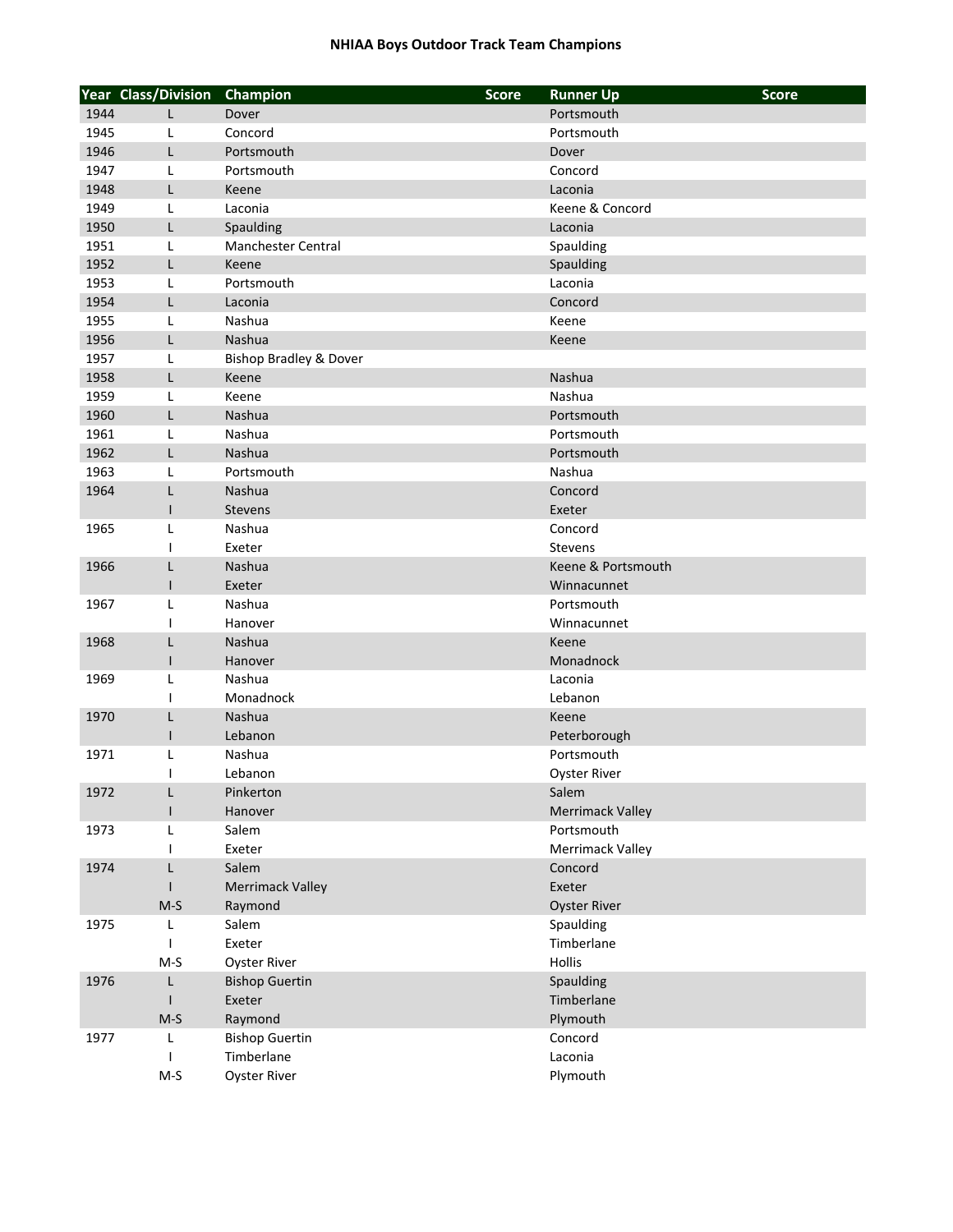# NHIAA Boys Outdoor Track Team Champions

| Year | Class/Division | Champion | Score | Runner Up | Score |
|---|---|---|---|---|---|
| 1944 | L | Dover | | Portsmouth | |
| 1945 | L | Concord | | Portsmouth | |
| 1946 | L | Portsmouth | | Dover | |
| 1947 | L | Portsmouth | | Concord | |
| 1948 | L | Keene | | Laconia | |
| 1949 | L | Laconia | | Keene & Concord | |
| 1950 | L | Spaulding | | Laconia | |
| 1951 | L | Manchester Central | | Spaulding | |
| 1952 | L | Keene | | Spaulding | |
| 1953 | L | Portsmouth | | Laconia | |
| 1954 | L | Laconia | | Concord | |
| 1955 | L | Nashua | | Keene | |
| 1956 | L | Nashua | | Keene | |
| 1957 | L | Bishop Bradley & Dover | | | |
| 1958 | L | Keene | | Nashua | |
| 1959 | L | Keene | | Nashua | |
| 1960 | L | Nashua | | Portsmouth | |
| 1961 | L | Nashua | | Portsmouth | |
| 1962 | L | Nashua | | Portsmouth | |
| 1963 | L | Portsmouth | | Nashua | |
| 1964 | L | Nashua | | Concord | |
| | I | Stevens | | Exeter | |
| 1965 | L | Nashua | | Concord | |
| | I | Exeter | | Stevens | |
| 1966 | L | Nashua | | Keene & Portsmouth | |
| | I | Exeter | | Winnacunnet | |
| 1967 | L | Nashua | | Portsmouth | |
| | I | Hanover | | Winnacunnet | |
| 1968 | L | Nashua | | Keene | |
| | I | Hanover | | Monadnock | |
| 1969 | L | Nashua | | Laconia | |
| | I | Monadnock | | Lebanon | |
| 1970 | L | Nashua | | Keene | |
| | I | Lebanon | | Peterborough | |
| 1971 | L | Nashua | | Portsmouth | |
| | I | Lebanon | | Oyster River | |
| 1972 | L | Pinkerton | | Salem | |
| | I | Hanover | | Merrimack Valley | |
| 1973 | L | Salem | | Portsmouth | |
| | I | Exeter | | Merrimack Valley | |
| 1974 | L | Salem | | Concord | |
| | I | Merrimack Valley | | Exeter | |
| | M-S | Raymond | | Oyster River | |
| 1975 | L | Salem | | Spaulding | |
| | I | Exeter | | Timberlane | |
| | M-S | Oyster River | | Hollis | |
| 1976 | L | Bishop Guertin | | Spaulding | |
| | I | Exeter | | Timberlane | |
| | M-S | Raymond | | Plymouth | |
| 1977 | L | Bishop Guertin | | Concord | |
| | I | Timberlane | | Laconia | |
| | M-S | Oyster River | | Plymouth | |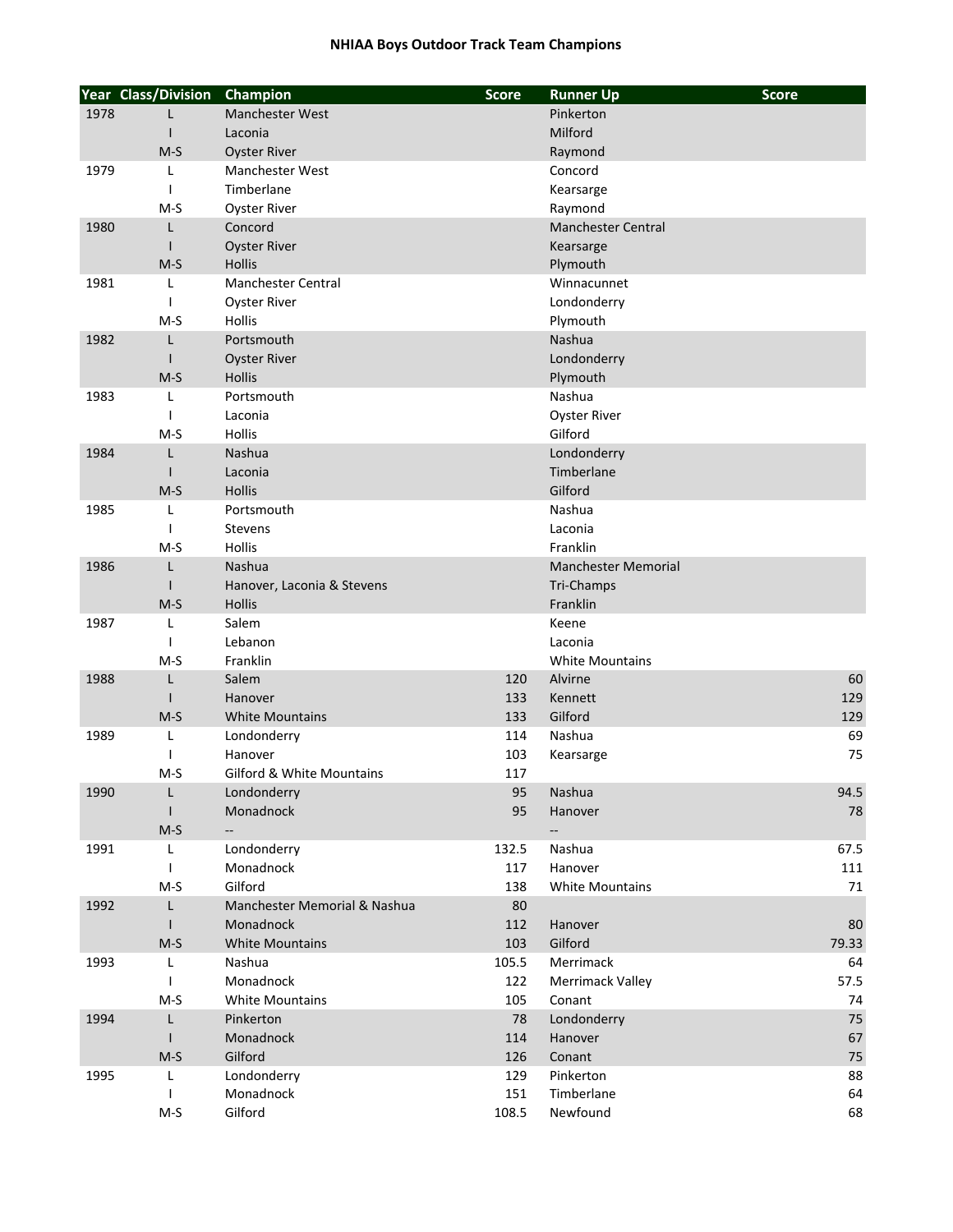# NHIAA Boys Outdoor Track Team Champions

| Year | Class/Division | Champion | Score | Runner Up | Score |
|---|---|---|---|---|---|
| 1978 | L | Manchester West | | Pinkerton | |
| | I | Laconia | | Milford | |
| | M-S | Oyster River | | Raymond | |
| 1979 | L | Manchester West | | Concord | |
| | I | Timberlane | | Kearsarge | |
| | M-S | Oyster River | | Raymond | |
| 1980 | L | Concord | | Manchester Central | |
| | I | Oyster River | | Kearsarge | |
| | M-S | Hollis | | Plymouth | |
| 1981 | L | Manchester Central | | Winnacunnet | |
| | I | Oyster River | | Londonderry | |
| | M-S | Hollis | | Plymouth | |
| 1982 | L | Portsmouth | | Nashua | |
| | I | Oyster River | | Londonderry | |
| | M-S | Hollis | | Plymouth | |
| 1983 | L | Portsmouth | | Nashua | |
| | I | Laconia | | Oyster River | |
| | M-S | Hollis | | Gilford | |
| 1984 | L | Nashua | | Londonderry | |
| | I | Laconia | | Timberlane | |
| | M-S | Hollis | | Gilford | |
| 1985 | L | Portsmouth | | Nashua | |
| | I | Stevens | | Laconia | |
| | M-S | Hollis | | Franklin | |
| 1986 | L | Nashua | | Manchester Memorial | |
| | I | Hanover, Laconia & Stevens | | Tri-Champs | |
| | M-S | Hollis | | Franklin | |
| 1987 | L | Salem | | Keene | |
| | I | Lebanon | | Laconia | |
| | M-S | Franklin | | White Mountains | |
| 1988 | L | Salem | 120 | Alvirne | 60 |
| | I | Hanover | 133 | Kennett | 129 |
| | M-S | White Mountains | 133 | Gilford | 129 |
| 1989 | L | Londonderry | 114 | Nashua | 69 |
| | I | Hanover | 103 | Kearsarge | 75 |
| | M-S | Gilford & White Mountains | 117 | | |
| 1990 | L | Londonderry | 95 | Nashua | 94.5 |
| | I | Monadnock | 95 | Hanover | 78 |
| | M-S | -- | | -- | |
| 1991 | L | Londonderry | 132.5 | Nashua | 67.5 |
| | I | Monadnock | 117 | Hanover | 111 |
| | M-S | Gilford | 138 | White Mountains | 71 |
| 1992 | L | Manchester Memorial & Nashua | 80 | | |
| | I | Monadnock | 112 | Hanover | 80 |
| | M-S | White Mountains | 103 | Gilford | 79.33 |
| 1993 | L | Nashua | 105.5 | Merrimack | 64 |
| | I | Monadnock | 122 | Merrimack Valley | 57.5 |
| | M-S | White Mountains | 105 | Conant | 74 |
| 1994 | L | Pinkerton | 78 | Londonderry | 75 |
| | I | Monadnock | 114 | Hanover | 67 |
| | M-S | Gilford | 126 | Conant | 75 |
| 1995 | L | Londonderry | 129 | Pinkerton | 88 |
| | I | Monadnock | 151 | Timberlane | 64 |
| | M-S | Gilford | 108.5 | Newfound | 68 |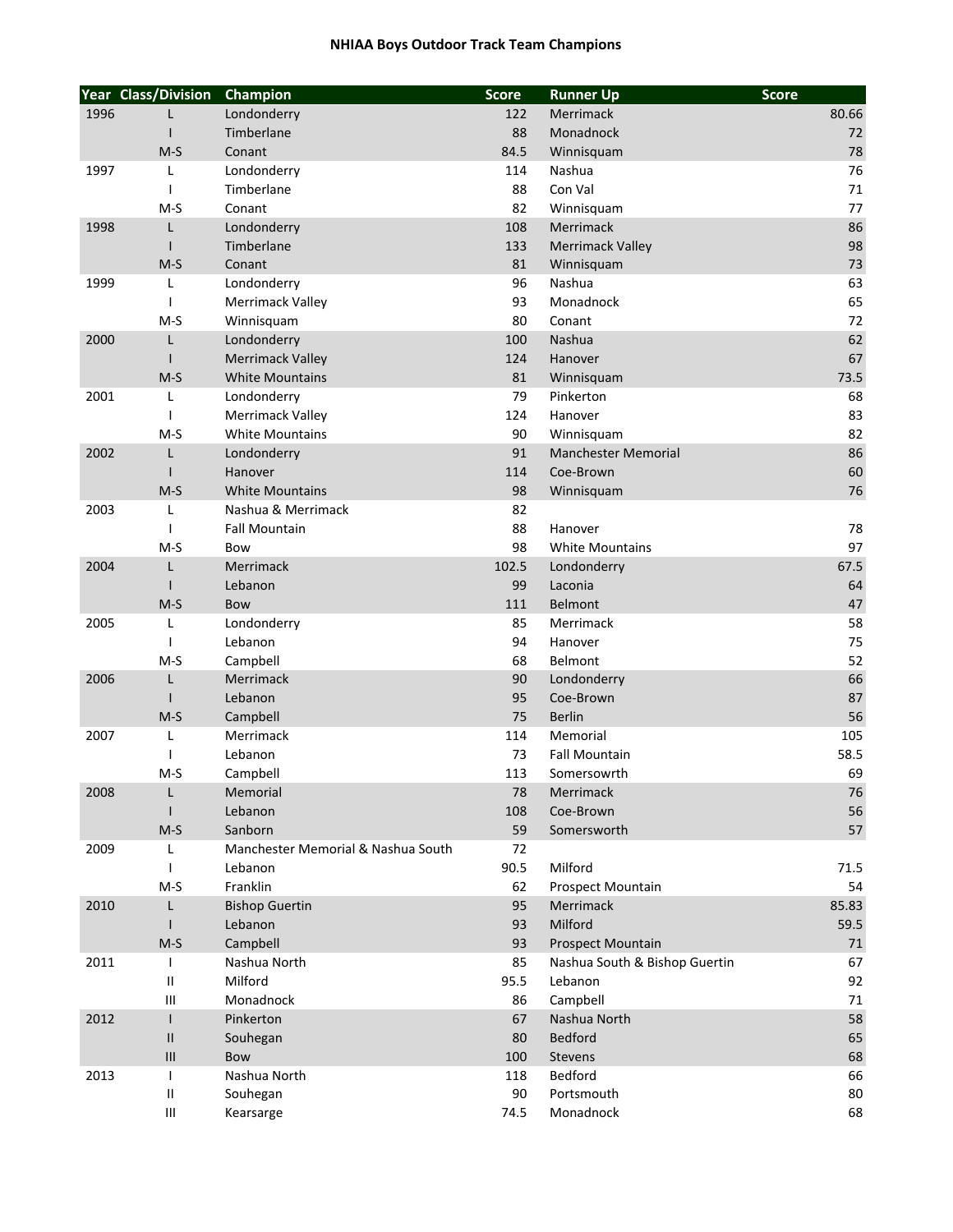# NHIAA Boys Outdoor Track Team Champions

| Year | Class/Division | Champion | Score | Runner Up | Score |
|---|---|---|---|---|---|
| 1996 | L | Londonderry | 122 | Merrimack | 80.66 |
| | I | Timberlane | 88 | Monadnock | 72 |
| | M-S | Conant | 84.5 | Winnisquam | 78 |
| 1997 | L | Londonderry | 114 | Nashua | 76 |
| | I | Timberlane | 88 | Con Val | 71 |
| | M-S | Conant | 82 | Winnisquam | 77 |
| 1998 | L | Londonderry | 108 | Merrimack | 86 |
| | I | Timberlane | 133 | Merrimack Valley | 98 |
| | M-S | Conant | 81 | Winnisquam | 73 |
| 1999 | L | Londonderry | 96 | Nashua | 63 |
| | I | Merrimack Valley | 93 | Monadnock | 65 |
| | M-S | Winnisquam | 80 | Conant | 72 |
| 2000 | L | Londonderry | 100 | Nashua | 62 |
| | I | Merrimack Valley | 124 | Hanover | 67 |
| | M-S | White Mountains | 81 | Winnisquam | 73.5 |
| 2001 | L | Londonderry | 79 | Pinkerton | 68 |
| | I | Merrimack Valley | 124 | Hanover | 83 |
| | M-S | White Mountains | 90 | Winnisquam | 82 |
| 2002 | L | Londonderry | 91 | Manchester Memorial | 86 |
| | I | Hanover | 114 | Coe-Brown | 60 |
| | M-S | White Mountains | 98 | Winnisquam | 76 |
| 2003 | L | Nashua & Merrimack | 82 | | |
| | I | Fall Mountain | 88 | Hanover | 78 |
| | M-S | Bow | 98 | White Mountains | 97 |
| 2004 | L | Merrimack | 102.5 | Londonderry | 67.5 |
| | I | Lebanon | 99 | Laconia | 64 |
| | M-S | Bow | 111 | Belmont | 47 |
| 2005 | L | Londonderry | 85 | Merrimack | 58 |
| | I | Lebanon | 94 | Hanover | 75 |
| | M-S | Campbell | 68 | Belmont | 52 |
| 2006 | L | Merrimack | 90 | Londonderry | 66 |
| | I | Lebanon | 95 | Coe-Brown | 87 |
| | M-S | Campbell | 75 | Berlin | 56 |
| 2007 | L | Merrimack | 114 | Memorial | 105 |
| | I | Lebanon | 73 | Fall Mountain | 58.5 |
| | M-S | Campbell | 113 | Somersowrth | 69 |
| 2008 | L | Memorial | 78 | Merrimack | 76 |
| | I | Lebanon | 108 | Coe-Brown | 56 |
| | M-S | Sanborn | 59 | Somersworth | 57 |
| 2009 | L | Manchester Memorial & Nashua South | 72 | | |
| | I | Lebanon | 90.5 | Milford | 71.5 |
| | M-S | Franklin | 62 | Prospect Mountain | 54 |
| 2010 | L | Bishop Guertin | 95 | Merrimack | 85.83 |
| | I | Lebanon | 93 | Milford | 59.5 |
| | M-S | Campbell | 93 | Prospect Mountain | 71 |
| 2011 | I | Nashua North | 85 | Nashua South & Bishop Guertin | 67 |
| | II | Milford | 95.5 | Lebanon | 92 |
| | III | Monadnock | 86 | Campbell | 71 |
| 2012 | I | Pinkerton | 67 | Nashua North | 58 |
| | II | Souhegan | 80 | Bedford | 65 |
| | III | Bow | 100 | Stevens | 68 |
| 2013 | I | Nashua North | 118 | Bedford | 66 |
| | II | Souhegan | 90 | Portsmouth | 80 |
| | III | Kearsarge | 74.5 | Monadnock | 68 |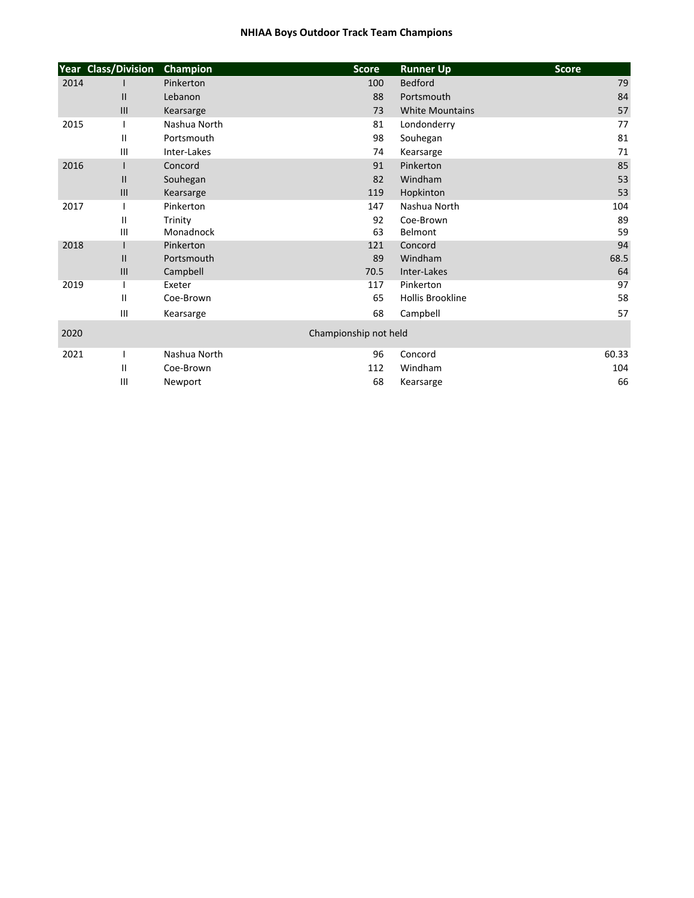**NHIAA Boys Outdoor Track Team Champions**

| Year | Class/Division | Champion | Score | Runner Up | Score |
|---|---|---|---|---|---|
| 2014 | I | Pinkerton | 100 | Bedford | 79 |
| | II | Lebanon | 88 | Portsmouth | 84 |
| | III | Kearsarge | 73 | White Mountains | 57 |
| 2015 | I | Nashua North | 81 | Londonderry | 77 |
| | II | Portsmouth | 98 | Souhegan | 81 |
| | III | Inter-Lakes | 74 | Kearsarge | 71 |
| 2016 | I | Concord | 91 | Pinkerton | 85 |
| | II | Souhegan | 82 | Windham | 53 |
| | III | Kearsarge | 119 | Hopkinton | 53 |
| 2017 | I | Pinkerton | 147 | Nashua North | 104 |
| | II | Trinity | 92 | Coe-Brown | 89 |
| | III | Monadnock | 63 | Belmont | 59 |
| 2018 | I | Pinkerton | 121 | Concord | 94 |
| | II | Portsmouth | 89 | Windham | 68.5 |
| | III | Campbell | 70.5 | Inter-Lakes | 64 |
| 2019 | I | Exeter | 117 | Pinkerton | 97 |
| | II | Coe-Brown | 65 | Hollis Brookline | 58 |
| | III | Kearsarge | 68 | Campbell | 57 |
| 2020 | | Championship not held | | | |
| 2021 | I | Nashua North | 96 | Concord | 60.33 |
| | II | Coe-Brown | 112 | Windham | 104 |
| | III | Newport | 68 | Kearsarge | 66 |